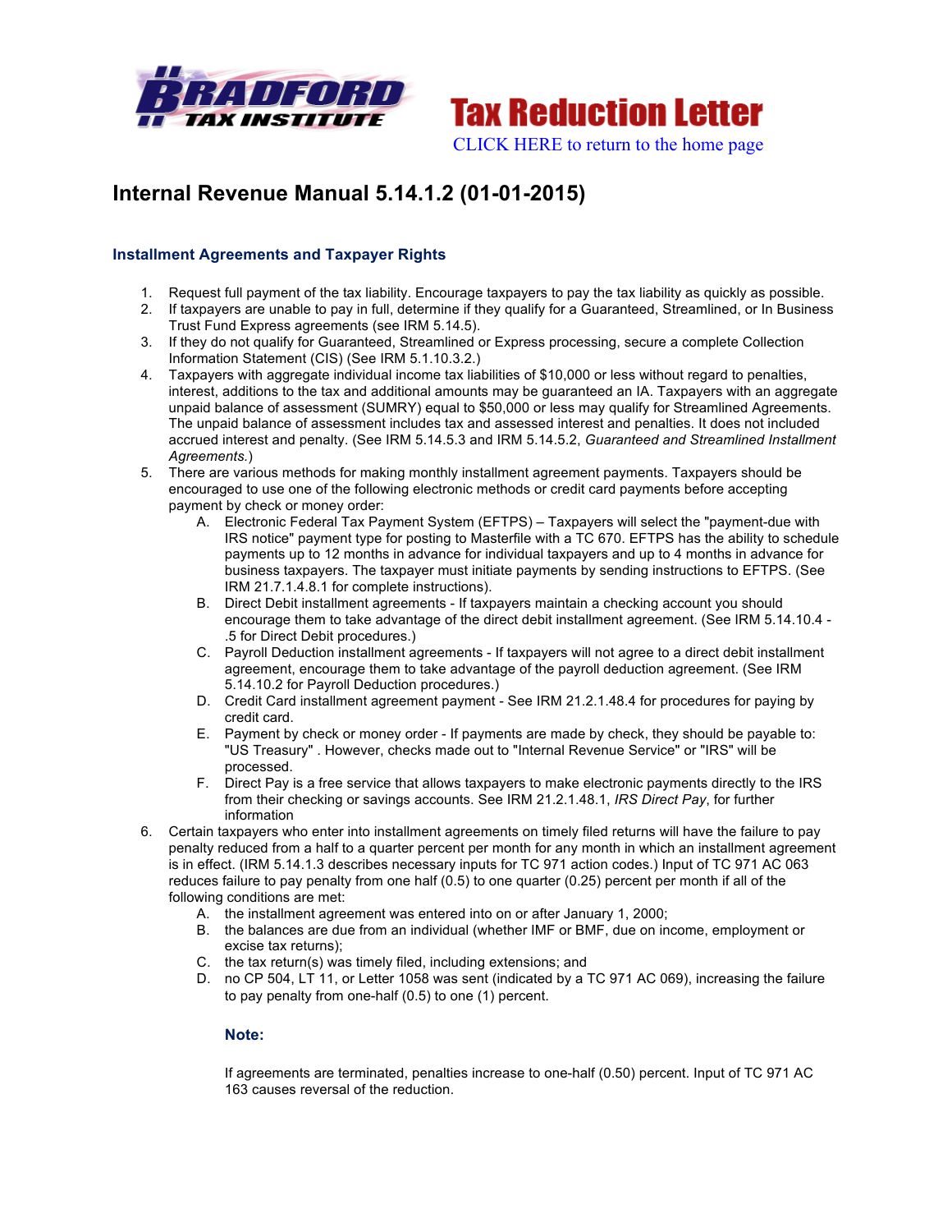Tax Reduction Letter

CLICK HERE to return to the home page

# Internal Revenue Manual 5.14.1.2 (01-01-2015)

### Installment Agreements and Taxpayer Rights

1. Request full payment of the tax liability. Encourage taxpayers to pay the tax liability as quickly as possible.
2. If taxpayers are unable to pay in full, determine if they qualify for a Guaranteed, Streamlined, or In Business Trust Fund Express agreements (see IRM 5.14.5).
3. If they do not qualify for Guaranteed, Streamlined or Express processing, secure a complete Collection Information Statement (CIS) (See IRM 5.1.10.3.2.)
4. Taxpayers with aggregate individual income tax liabilities of $10,000 or less without regard to penalties, interest, additions to the tax and additional amounts may be guaranteed an IA. Taxpayers with an aggregate unpaid balance of assessment (SUMRY) equal to $50,000 or less may qualify for Streamlined Agreements. The unpaid balance of assessment includes tax and assessed interest and penalties. It does not included accrued interest and penalty. (See IRM 5.14.5.3 and IRM 5.14.5.2, *Guaranteed and Streamlined Installment Agreements.*)
5. There are various methods for making monthly installment agreement payments. Taxpayers should be encouraged to use one of the following electronic methods or credit card payments before accepting payment by check or money order:
   A. Electronic Federal Tax Payment System (EFTPS) – Taxpayers will select the "payment-due with IRS notice" payment type for posting to Masterfile with a TC 670. EFTPS has the ability to schedule payments up to 12 months in advance for individual taxpayers and up to 4 months in advance for business taxpayers. The taxpayer must initiate payments by sending instructions to EFTPS. (See IRM 21.7.1.4.8.1 for complete instructions).
   B. Direct Debit installment agreements - If taxpayers maintain a checking account you should encourage them to take advantage of the direct debit installment agreement. (See IRM 5.14.10.4 - .5 for Direct Debit procedures.)
   C. Payroll Deduction installment agreements - If taxpayers will not agree to a direct debit installment agreement, encourage them to take advantage of the payroll deduction agreement. (See IRM 5.14.10.2 for Payroll Deduction procedures.)
   D. Credit Card installment agreement payment - See IRM 21.2.1.48.4 for procedures for paying by credit card.
   E. Payment by check or money order - If payments are made by check, they should be payable to: "US Treasury" . However, checks made out to "Internal Revenue Service" or "IRS" will be processed.
   F. Direct Pay is a free service that allows taxpayers to make electronic payments directly to the IRS from their checking or savings accounts. See IRM 21.2.1.48.1, *IRS Direct Pay*, for further information
6. Certain taxpayers who enter into installment agreements on timely filed returns will have the failure to pay penalty reduced from a half to a quarter percent per month for any month in which an installment agreement is in effect. (IRM 5.14.1.3 describes necessary inputs for TC 971 action codes.) Input of TC 971 AC 063 reduces failure to pay penalty from one half (0.5) to one quarter (0.25) percent per month if all of the following conditions are met:
   A. the installment agreement was entered into on or after January 1, 2000;
   B. the balances are due from an individual (whether IMF or BMF, due on income, employment or excise tax returns);
   C. the tax return(s) was timely filed, including extensions; and
   D. no CP 504, LT 11, or Letter 1058 was sent (indicated by a TC 971 AC 069), increasing the failure to pay penalty from one-half (0.5) to one (1) percent.

   **Note:**

   If agreements are terminated, penalties increase to one-half (0.50) percent. Input of TC 971 AC 163 causes reversal of the reduction.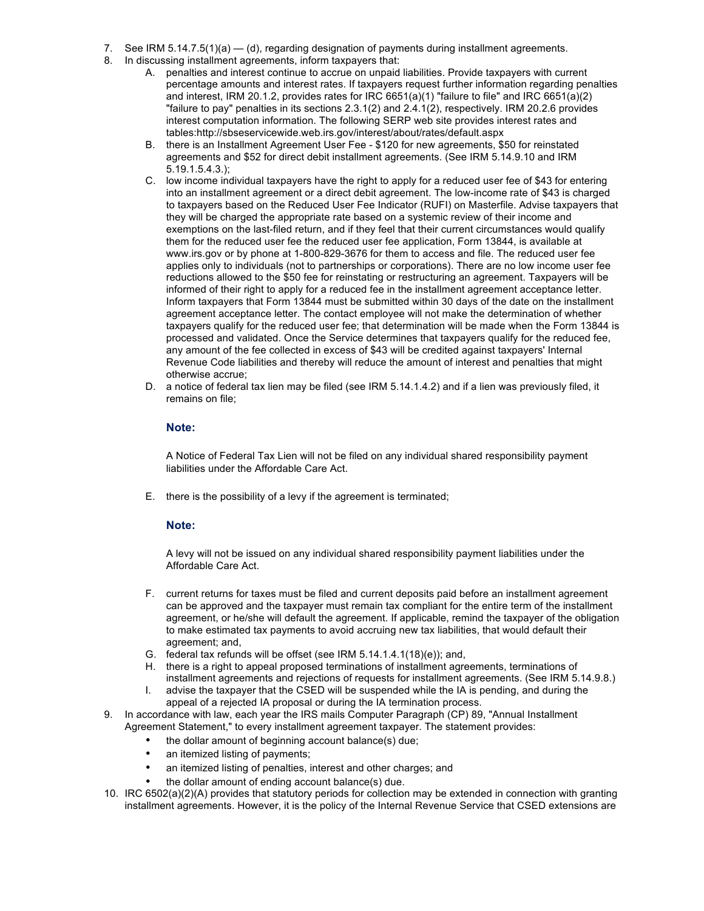7. See IRM 5.14.7.5(1)(a) — (d), regarding designation of payments during installment agreements.
8. In discussing installment agreements, inform taxpayers that:
   A. penalties and interest continue to accrue on unpaid liabilities. Provide taxpayers with current percentage amounts and interest rates. If taxpayers request further information regarding penalties and interest, IRM 20.1.2, provides rates for IRC 6651(a)(1) "failure to file" and IRC 6651(a)(2) "failure to pay" penalties in its sections 2.3.1(2) and 2.4.1(2), respectively. IRM 20.2.6 provides interest computation information. The following SERP web site provides interest rates and tables:http://sbseservicewide.web.irs.gov/interest/about/rates/default.aspx
   B. there is an Installment Agreement User Fee - $120 for new agreements, $50 for reinstated agreements and $52 for direct debit installment agreements. (See IRM 5.14.9.10 and IRM 5.19.1.5.4.3.);
   C. low income individual taxpayers have the right to apply for a reduced user fee of $43 for entering into an installment agreement or a direct debit agreement. The low-income rate of $43 is charged to taxpayers based on the Reduced User Fee Indicator (RUFI) on Masterfile. Advise taxpayers that they will be charged the appropriate rate based on a systemic review of their income and exemptions on the last-filed return, and if they feel that their current circumstances would qualify them for the reduced user fee the reduced user fee application, Form 13844, is available at www.irs.gov or by phone at 1-800-829-3676 for them to access and file. The reduced user fee applies only to individuals (not to partnerships or corporations). There are no low income user fee reductions allowed to the $50 fee for reinstating or restructuring an agreement. Taxpayers will be informed of their right to apply for a reduced fee in the installment agreement acceptance letter. Inform taxpayers that Form 13844 must be submitted within 30 days of the date on the installment agreement acceptance letter. The contact employee will not make the determination of whether taxpayers qualify for the reduced user fee; that determination will be made when the Form 13844 is processed and validated. Once the Service determines that taxpayers qualify for the reduced fee, any amount of the fee collected in excess of $43 will be credited against taxpayers' Internal Revenue Code liabilities and thereby will reduce the amount of interest and penalties that might otherwise accrue;
   D. a notice of federal tax lien may be filed (see IRM 5.14.1.4.2) and if a lien was previously filed, it remains on file;

      **Note:**

      A Notice of Federal Tax Lien will not be filed on any individual shared responsibility payment liabilities under the Affordable Care Act.

   E. there is the possibility of a levy if the agreement is terminated;

      **Note:**

      A levy will not be issued on any individual shared responsibility payment liabilities under the Affordable Care Act.

   F. current returns for taxes must be filed and current deposits paid before an installment agreement can be approved and the taxpayer must remain tax compliant for the entire term of the installment agreement, or he/she will default the agreement. If applicable, remind the taxpayer of the obligation to make estimated tax payments to avoid accruing new tax liabilities, that would default their agreement; and,
   G. federal tax refunds will be offset (see IRM 5.14.1.4.1(18)(e)); and,
   H. there is a right to appeal proposed terminations of installment agreements, terminations of installment agreements and rejections of requests for installment agreements. (See IRM 5.14.9.8.)
   I. advise the taxpayer that the CSED will be suspended while the IA is pending, and during the appeal of a rejected IA proposal or during the IA termination process.
9. In accordance with law, each year the IRS mails Computer Paragraph (CP) 89, "Annual Installment Agreement Statement," to every installment agreement taxpayer. The statement provides:
   - the dollar amount of beginning account balance(s) due;
   - an itemized listing of payments;
   - an itemized listing of penalties, interest and other charges; and
   - the dollar amount of ending account balance(s) due.
10. IRC 6502(a)(2)(A) provides that statutory periods for collection may be extended in connection with granting installment agreements. However, it is the policy of the Internal Revenue Service that CSED extensions are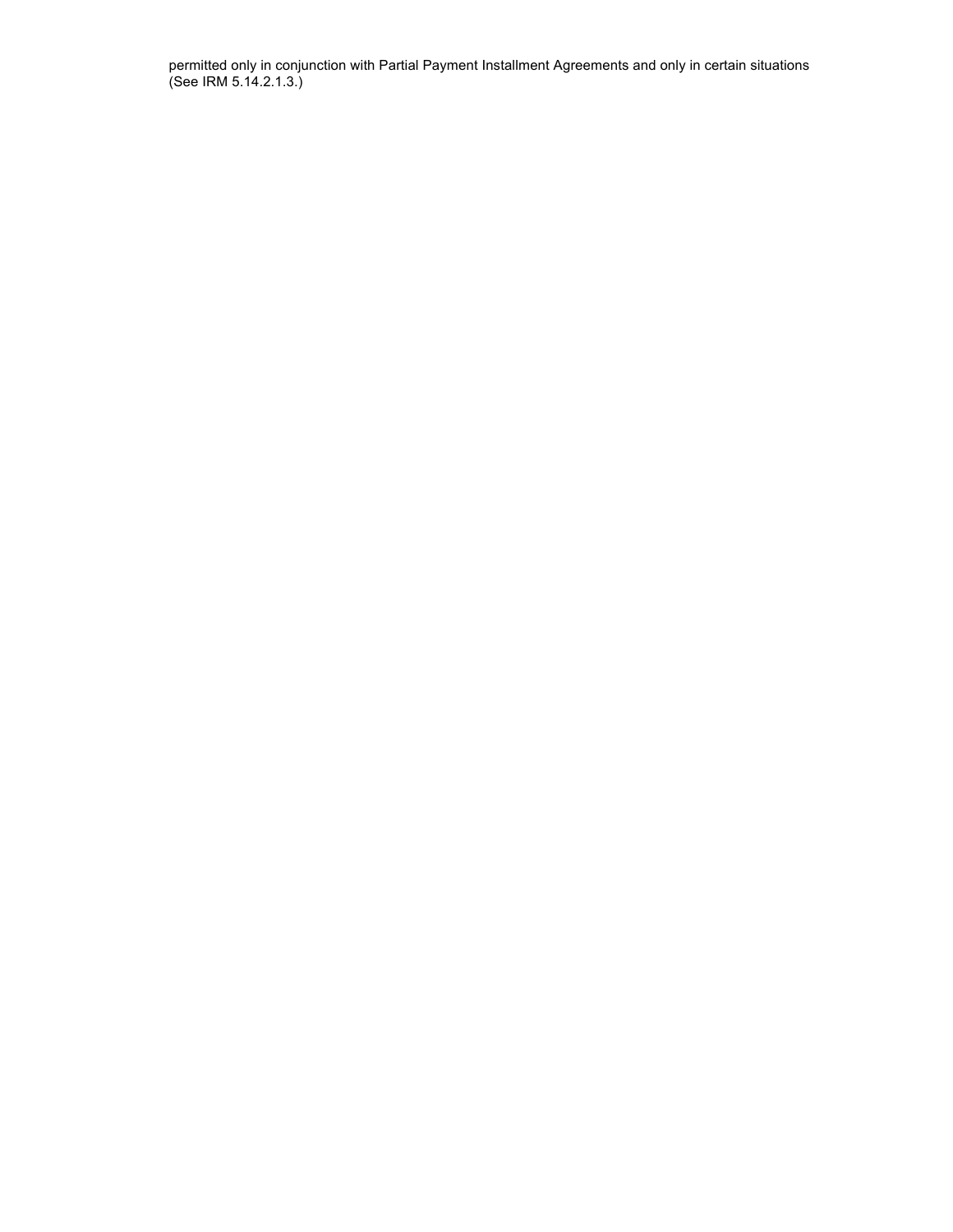permitted only in conjunction with Partial Payment Installment Agreements and only in certain situations (See IRM 5.14.2.1.3.)